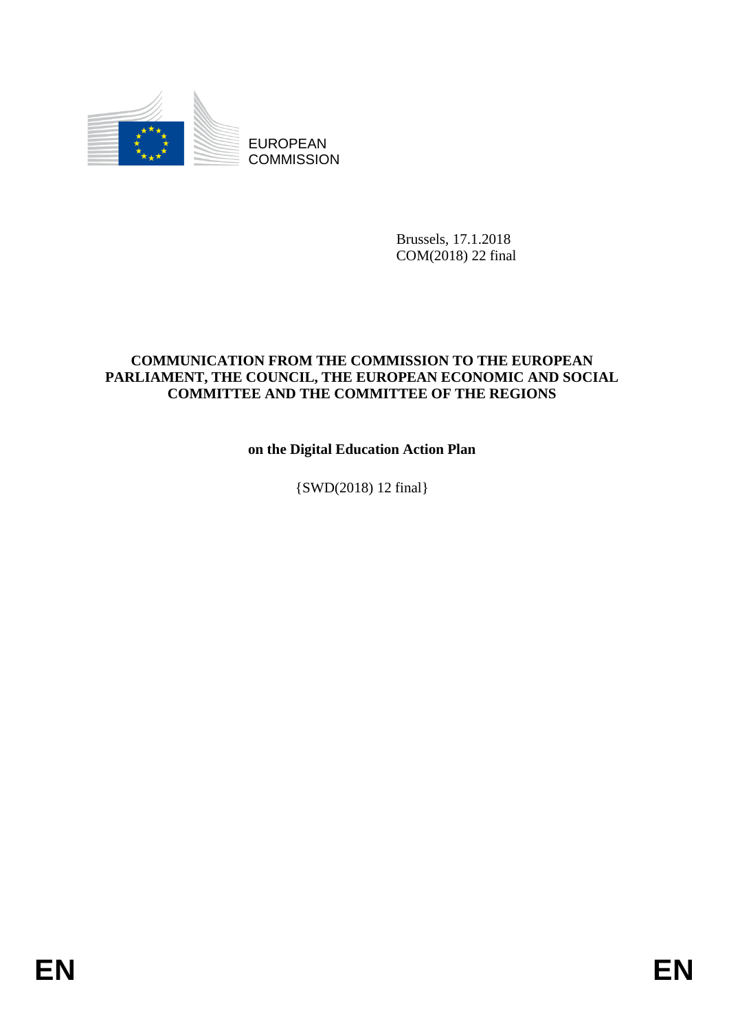EUROPEAN COMMISSION

Brussels, 17.1.2018
COM(2018) 22 final

**COMMUNICATION FROM THE COMMISSION TO THE EUROPEAN PARLIAMENT, THE COUNCIL, THE EUROPEAN ECONOMIC AND SOCIAL COMMITTEE AND THE COMMITTEE OF THE REGIONS**

**on the Digital Education Action Plan**

{SWD(2018) 12 final}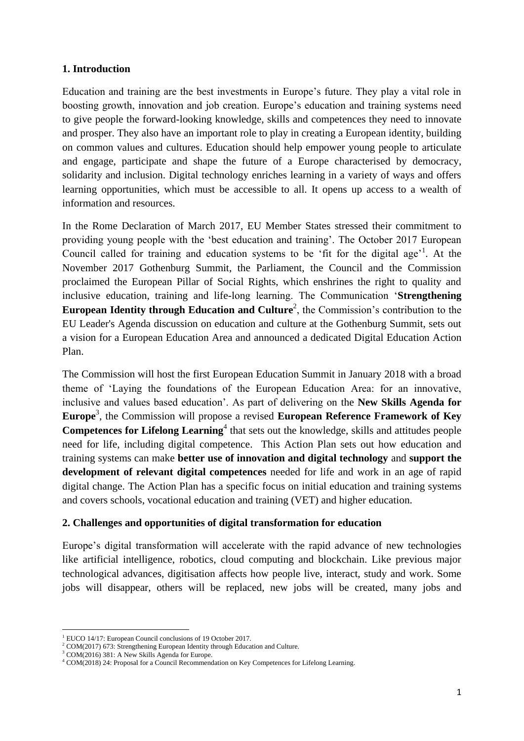## 1. Introduction

Education and training are the best investments in Europe's future. They play a vital role in boosting growth, innovation and job creation. Europe's education and training systems need to give people the forward-looking knowledge, skills and competences they need to innovate and prosper. They also have an important role to play in creating a European identity, building on common values and cultures. Education should help empower young people to articulate and engage, participate and shape the future of a Europe characterised by democracy, solidarity and inclusion. Digital technology enriches learning in a variety of ways and offers learning opportunities, which must be accessible to all. It opens up access to a wealth of information and resources.

In the Rome Declaration of March 2017, EU Member States stressed their commitment to providing young people with the 'best education and training'. The October 2017 European Council called for training and education systems to be 'fit for the digital age'[1]. At the November 2017 Gothenburg Summit, the Parliament, the Council and the Commission proclaimed the European Pillar of Social Rights, which enshrines the right to quality and inclusive education, training and life-long learning. The Communication '**Strengthening European Identity through Education and Culture**[2], the Commission's contribution to the EU Leader's Agenda discussion on education and culture at the Gothenburg Summit, sets out a vision for a European Education Area and announced a dedicated Digital Education Action Plan.

The Commission will host the first European Education Summit in January 2018 with a broad theme of 'Laying the foundations of the European Education Area: for an innovative, inclusive and values based education'. As part of delivering on the **New Skills Agenda for Europe**[3], the Commission will propose a revised **European Reference Framework of Key Competences for Lifelong Learning**[4] that sets out the knowledge, skills and attitudes people need for life, including digital competence. This Action Plan sets out how education and training systems can make **better use of innovation and digital technology** and **support the development of relevant digital competences** needed for life and work in an age of rapid digital change. The Action Plan has a specific focus on initial education and training systems and covers schools, vocational education and training (VET) and higher education.

## 2. Challenges and opportunities of digital transformation for education

Europe's digital transformation will accelerate with the rapid advance of new technologies like artificial intelligence, robotics, cloud computing and blockchain. Like previous major technological advances, digitisation affects how people live, interact, study and work. Some jobs will disappear, others will be replaced, new jobs will be created, many jobs and

[1] EUCO 14/17: European Council conclusions of 19 October 2017.
[2] COM(2017) 673: Strengthening European Identity through Education and Culture.
[3] COM(2016) 381: A New Skills Agenda for Europe.
[4] COM(2018) 24: Proposal for a Council Recommendation on Key Competences for Lifelong Learning.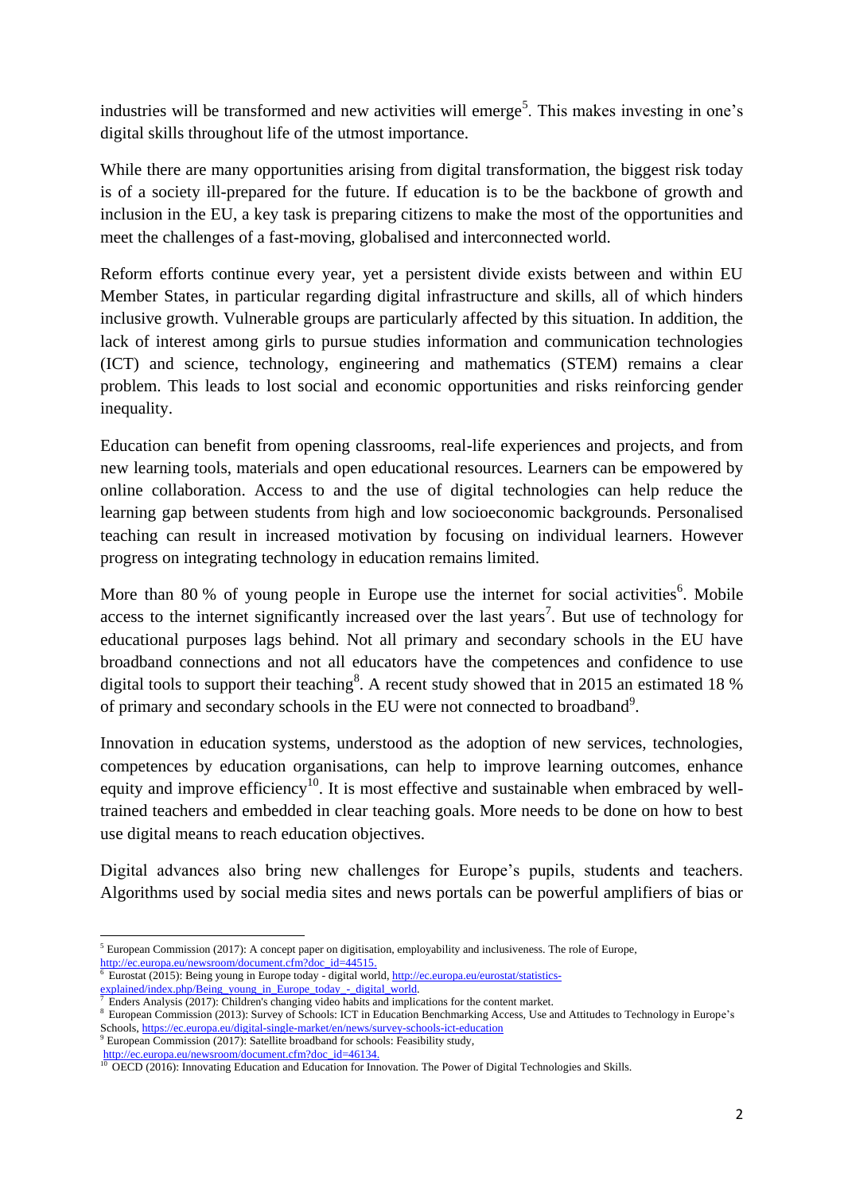industries will be transformed and new activities will emerge[5]. This makes investing in one's digital skills throughout life of the utmost importance.

While there are many opportunities arising from digital transformation, the biggest risk today is of a society ill-prepared for the future. If education is to be the backbone of growth and inclusion in the EU, a key task is preparing citizens to make the most of the opportunities and meet the challenges of a fast-moving, globalised and interconnected world.

Reform efforts continue every year, yet a persistent divide exists between and within EU Member States, in particular regarding digital infrastructure and skills, all of which hinders inclusive growth. Vulnerable groups are particularly affected by this situation. In addition, the lack of interest among girls to pursue studies information and communication technologies (ICT) and science, technology, engineering and mathematics (STEM) remains a clear problem. This leads to lost social and economic opportunities and risks reinforcing gender inequality.

Education can benefit from opening classrooms, real-life experiences and projects, and from new learning tools, materials and open educational resources. Learners can be empowered by online collaboration. Access to and the use of digital technologies can help reduce the learning gap between students from high and low socioeconomic backgrounds. Personalised teaching can result in increased motivation by focusing on individual learners. However progress on integrating technology in education remains limited.

More than 80 % of young people in Europe use the internet for social activities[6]. Mobile access to the internet significantly increased over the last years[7]. But use of technology for educational purposes lags behind. Not all primary and secondary schools in the EU have broadband connections and not all educators have the competences and confidence to use digital tools to support their teaching[8]. A recent study showed that in 2015 an estimated 18 % of primary and secondary schools in the EU were not connected to broadband[9].

Innovation in education systems, understood as the adoption of new services, technologies, competences by education organisations, can help to improve learning outcomes, enhance equity and improve efficiency[10]. It is most effective and sustainable when embraced by well-trained teachers and embedded in clear teaching goals. More needs to be done on how to best use digital means to reach education objectives.

Digital advances also bring new challenges for Europe's pupils, students and teachers. Algorithms used by social media sites and news portals can be powerful amplifiers of bias or

---

[5] European Commission (2017): A concept paper on digitisation, employability and inclusiveness. The role of Europe, http://ec.europa.eu/newsroom/document.cfm?doc_id=44515.

[6] Eurostat (2015): Being young in Europe today - digital world, http://ec.europa.eu/eurostat/statistics-explained/index.php/Being_young_in_Europe_today_-_digital_world.

[7] Enders Analysis (2017): Children's changing video habits and implications for the content market.

[8] European Commission (2013): Survey of Schools: ICT in Education Benchmarking Access, Use and Attitudes to Technology in Europe's Schools, https://ec.europa.eu/digital-single-market/en/news/survey-schools-ict-education

[9] European Commission (2017): Satellite broadband for schools: Feasibility study, http://ec.europa.eu/newsroom/document.cfm?doc_id=46134.

[10] OECD (2016): Innovating Education and Education for Innovation. The Power of Digital Technologies and Skills.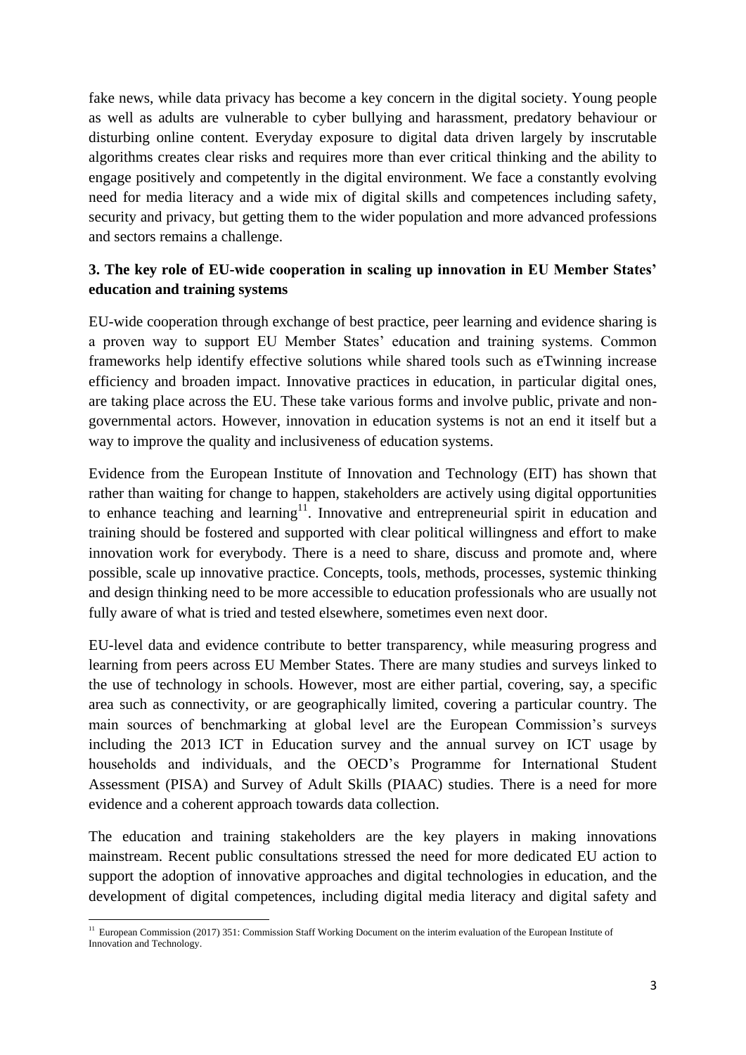fake news, while data privacy has become a key concern in the digital society. Young people as well as adults are vulnerable to cyber bullying and harassment, predatory behaviour or disturbing online content. Everyday exposure to digital data driven largely by inscrutable algorithms creates clear risks and requires more than ever critical thinking and the ability to engage positively and competently in the digital environment. We face a constantly evolving need for media literacy and a wide mix of digital skills and competences including safety, security and privacy, but getting them to the wider population and more advanced professions and sectors remains a challenge.

## 3. The key role of EU-wide cooperation in scaling up innovation in EU Member States' education and training systems

EU-wide cooperation through exchange of best practice, peer learning and evidence sharing is a proven way to support EU Member States' education and training systems. Common frameworks help identify effective solutions while shared tools such as eTwinning increase efficiency and broaden impact. Innovative practices in education, in particular digital ones, are taking place across the EU. These take various forms and involve public, private and non-governmental actors. However, innovation in education systems is not an end it itself but a way to improve the quality and inclusiveness of education systems.

Evidence from the European Institute of Innovation and Technology (EIT) has shown that rather than waiting for change to happen, stakeholders are actively using digital opportunities to enhance teaching and learning[11]. Innovative and entrepreneurial spirit in education and training should be fostered and supported with clear political willingness and effort to make innovation work for everybody. There is a need to share, discuss and promote and, where possible, scale up innovative practice. Concepts, tools, methods, processes, systemic thinking and design thinking need to be more accessible to education professionals who are usually not fully aware of what is tried and tested elsewhere, sometimes even next door.

EU-level data and evidence contribute to better transparency, while measuring progress and learning from peers across EU Member States. There are many studies and surveys linked to the use of technology in schools. However, most are either partial, covering, say, a specific area such as connectivity, or are geographically limited, covering a particular country. The main sources of benchmarking at global level are the European Commission's surveys including the 2013 ICT in Education survey and the annual survey on ICT usage by households and individuals, and the OECD's Programme for International Student Assessment (PISA) and Survey of Adult Skills (PIAAC) studies. There is a need for more evidence and a coherent approach towards data collection.

The education and training stakeholders are the key players in making innovations mainstream. Recent public consultations stressed the need for more dedicated EU action to support the adoption of innovative approaches and digital technologies in education, and the development of digital competences, including digital media literacy and digital safety and

[11] European Commission (2017) 351: Commission Staff Working Document on the interim evaluation of the European Institute of Innovation and Technology.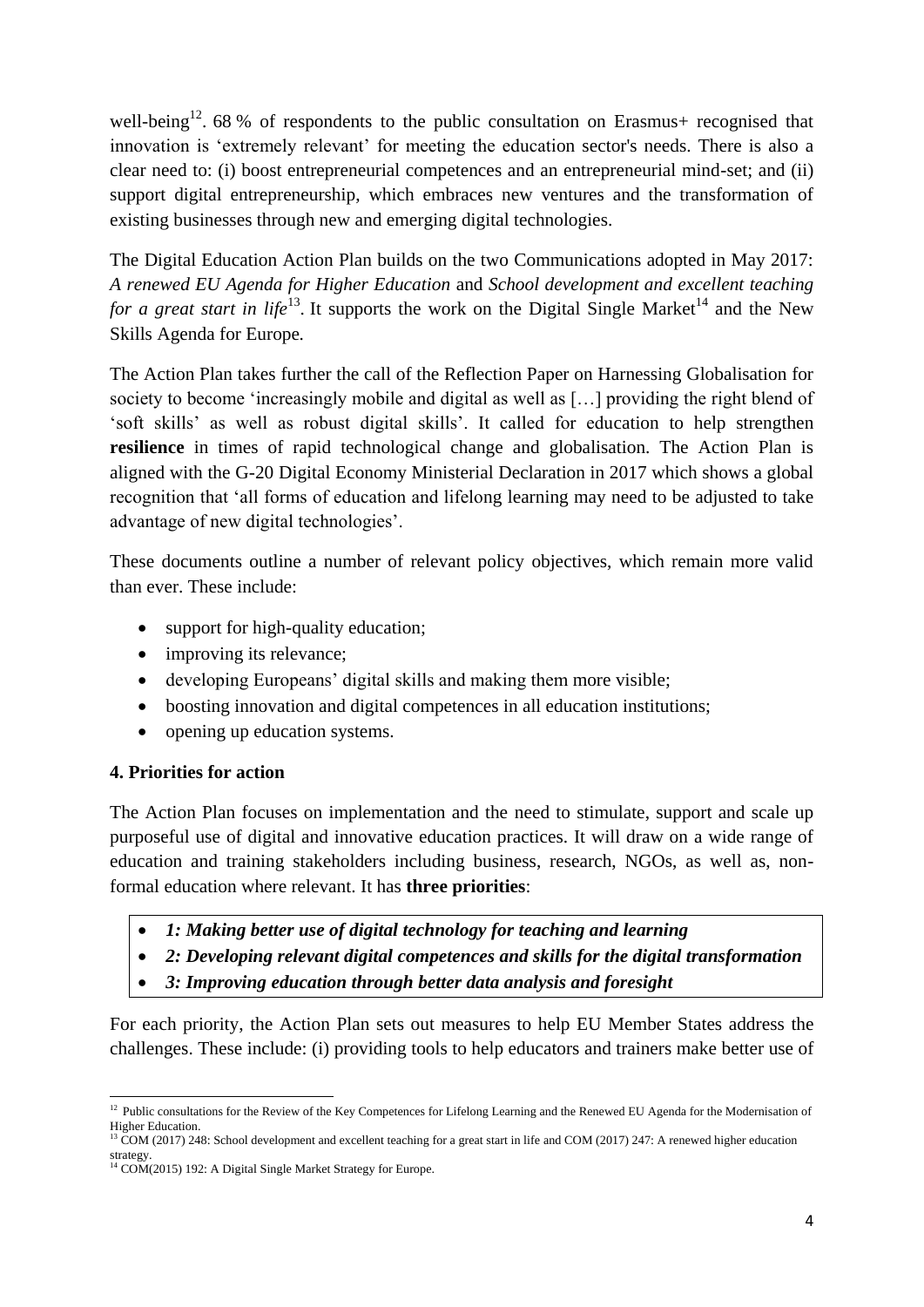well-being[12]. 68 % of respondents to the public consultation on Erasmus+ recognised that innovation is 'extremely relevant' for meeting the education sector's needs. There is also a clear need to: (i) boost entrepreneurial competences and an entrepreneurial mind-set; and (ii) support digital entrepreneurship, which embraces new ventures and the transformation of existing businesses through new and emerging digital technologies.

The Digital Education Action Plan builds on the two Communications adopted in May 2017: *A renewed EU Agenda for Higher Education* and *School development and excellent teaching for a great start in life*[13]. It supports the work on the Digital Single Market[14] and the New Skills Agenda for Europe.

The Action Plan takes further the call of the Reflection Paper on Harnessing Globalisation for society to become 'increasingly mobile and digital as well as […] providing the right blend of 'soft skills' as well as robust digital skills'. It called for education to help strengthen **resilience** in times of rapid technological change and globalisation. The Action Plan is aligned with the G-20 Digital Economy Ministerial Declaration in 2017 which shows a global recognition that 'all forms of education and lifelong learning may need to be adjusted to take advantage of new digital technologies'.

These documents outline a number of relevant policy objectives, which remain more valid than ever. These include:

- support for high-quality education;
- improving its relevance;
- developing Europeans' digital skills and making them more visible;
- boosting innovation and digital competences in all education institutions;
- opening up education systems.

## 4. Priorities for action

The Action Plan focuses on implementation and the need to stimulate, support and scale up purposeful use of digital and innovative education practices. It will draw on a wide range of education and training stakeholders including business, research, NGOs, as well as, non-formal education where relevant. It has **three priorities**:

- ***1: Making better use of digital technology for teaching and learning***
- ***2: Developing relevant digital competences and skills for the digital transformation***
- ***3: Improving education through better data analysis and foresight***

For each priority, the Action Plan sets out measures to help EU Member States address the challenges. These include: (i) providing tools to help educators and trainers make better use of

---

[12] Public consultations for the Review of the Key Competences for Lifelong Learning and the Renewed EU Agenda for the Modernisation of Higher Education.

[13] COM (2017) 248: School development and excellent teaching for a great start in life and COM (2017) 247: A renewed higher education strategy.

[14] COM(2015) 192: A Digital Single Market Strategy for Europe.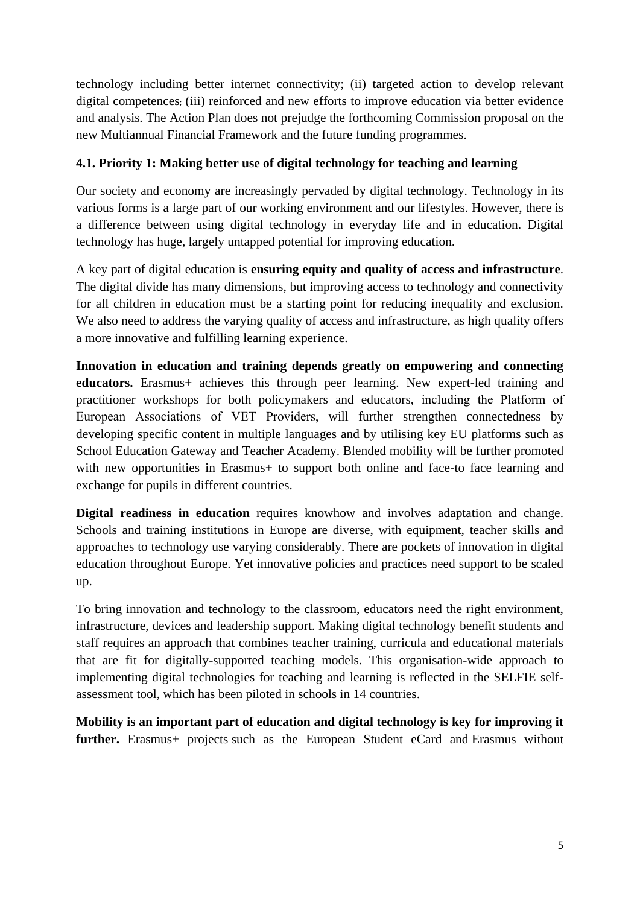technology including better internet connectivity; (ii) targeted action to develop relevant digital competences; (iii) reinforced and new efforts to improve education via better evidence and analysis. The Action Plan does not prejudge the forthcoming Commission proposal on the new Multiannual Financial Framework and the future funding programmes.

### 4.1. Priority 1: Making better use of digital technology for teaching and learning

Our society and economy are increasingly pervaded by digital technology. Technology in its various forms is a large part of our working environment and our lifestyles. However, there is a difference between using digital technology in everyday life and in education. Digital technology has huge, largely untapped potential for improving education.

A key part of digital education is **ensuring equity and quality of access and infrastructure**. The digital divide has many dimensions, but improving access to technology and connectivity for all children in education must be a starting point for reducing inequality and exclusion. We also need to address the varying quality of access and infrastructure, as high quality offers a more innovative and fulfilling learning experience.

**Innovation in education and training depends greatly on empowering and connecting educators.** Erasmus+ achieves this through peer learning. New expert-led training and practitioner workshops for both policymakers and educators, including the Platform of European Associations of VET Providers, will further strengthen connectedness by developing specific content in multiple languages and by utilising key EU platforms such as School Education Gateway and Teacher Academy. Blended mobility will be further promoted with new opportunities in Erasmus+ to support both online and face-to face learning and exchange for pupils in different countries.

**Digital readiness in education** requires knowhow and involves adaptation and change. Schools and training institutions in Europe are diverse, with equipment, teacher skills and approaches to technology use varying considerably. There are pockets of innovation in digital education throughout Europe. Yet innovative policies and practices need support to be scaled up.

To bring innovation and technology to the classroom, educators need the right environment, infrastructure, devices and leadership support. Making digital technology benefit students and staff requires an approach that combines teacher training, curricula and educational materials that are fit for digitally-supported teaching models. This organisation-wide approach to implementing digital technologies for teaching and learning is reflected in the SELFIE self-assessment tool, which has been piloted in schools in 14 countries.

**Mobility is an important part of education and digital technology is key for improving it further.** Erasmus+ projects such as the European Student eCard and Erasmus without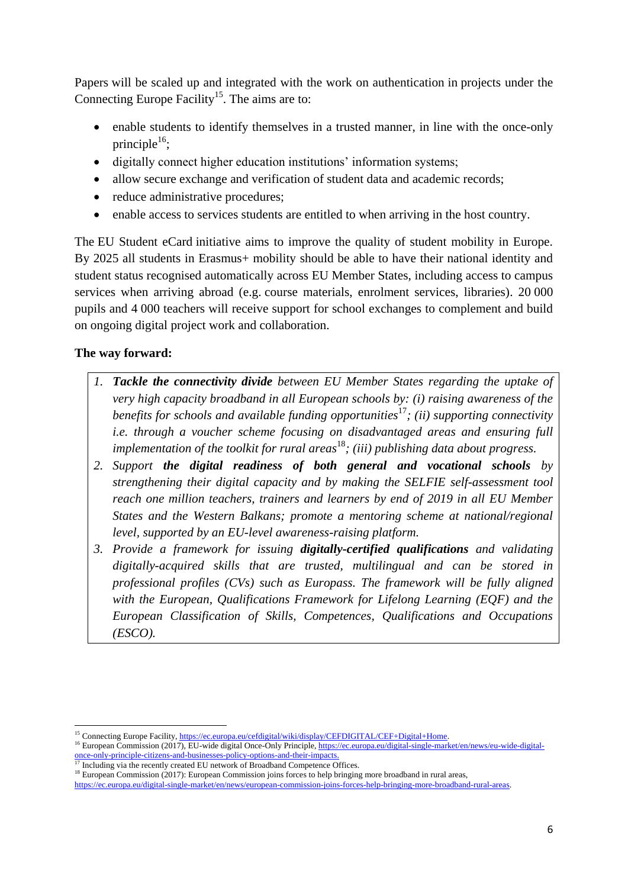Papers will be scaled up and integrated with the work on authentication in projects under the Connecting Europe Facility[15]. The aims are to:

- enable students to identify themselves in a trusted manner, in line with the once-only principle[16];
- digitally connect higher education institutions' information systems;
- allow secure exchange and verification of student data and academic records;
- reduce administrative procedures;
- enable access to services students are entitled to when arriving in the host country.

The EU Student eCard initiative aims to improve the quality of student mobility in Europe. By 2025 all students in Erasmus+ mobility should be able to have their national identity and student status recognised automatically across EU Member States, including access to campus services when arriving abroad (e.g. course materials, enrolment services, libraries). 20 000 pupils and 4 000 teachers will receive support for school exchanges to complement and build on ongoing digital project work and collaboration.

**The way forward:**

1. ***Tackle the connectivity divide*** *between EU Member States regarding the uptake of very high capacity broadband in all European schools by: (i) raising awareness of the benefits for schools and available funding opportunities*[17]*; (ii) supporting connectivity i.e. through a voucher scheme focusing on disadvantaged areas and ensuring full implementation of the toolkit for rural areas*[18]*; (iii) publishing data about progress.*
2. *Support* ***the digital readiness of both general and vocational schools*** *by strengthening their digital capacity and by making the SELFIE self-assessment tool reach one million teachers, trainers and learners by end of 2019 in all EU Member States and the Western Balkans; promote a mentoring scheme at national/regional level, supported by an EU-level awareness-raising platform.*
3. *Provide a framework for issuing* ***digitally-certified qualifications*** *and validating digitally-acquired skills that are trusted, multilingual and can be stored in professional profiles (CVs) such as Europass. The framework will be fully aligned with the European, Qualifications Framework for Lifelong Learning (EQF) and the European Classification of Skills, Competences, Qualifications and Occupations (ESCO).*

---

[15] Connecting Europe Facility, https://ec.europa.eu/cefdigital/wiki/display/CEFDIGITAL/CEF+Digital+Home.

[16] European Commission (2017), EU-wide digital Once-Only Principle, https://ec.europa.eu/digital-single-market/en/news/eu-wide-digital-once-only-principle-citizens-and-businesses-policy-options-and-their-impacts.

[17] Including via the recently created EU network of Broadband Competence Offices.

[18] European Commission (2017): European Commission joins forces to help bringing more broadband in rural areas, https://ec.europa.eu/digital-single-market/en/news/european-commission-joins-forces-help-bringing-more-broadband-rural-areas.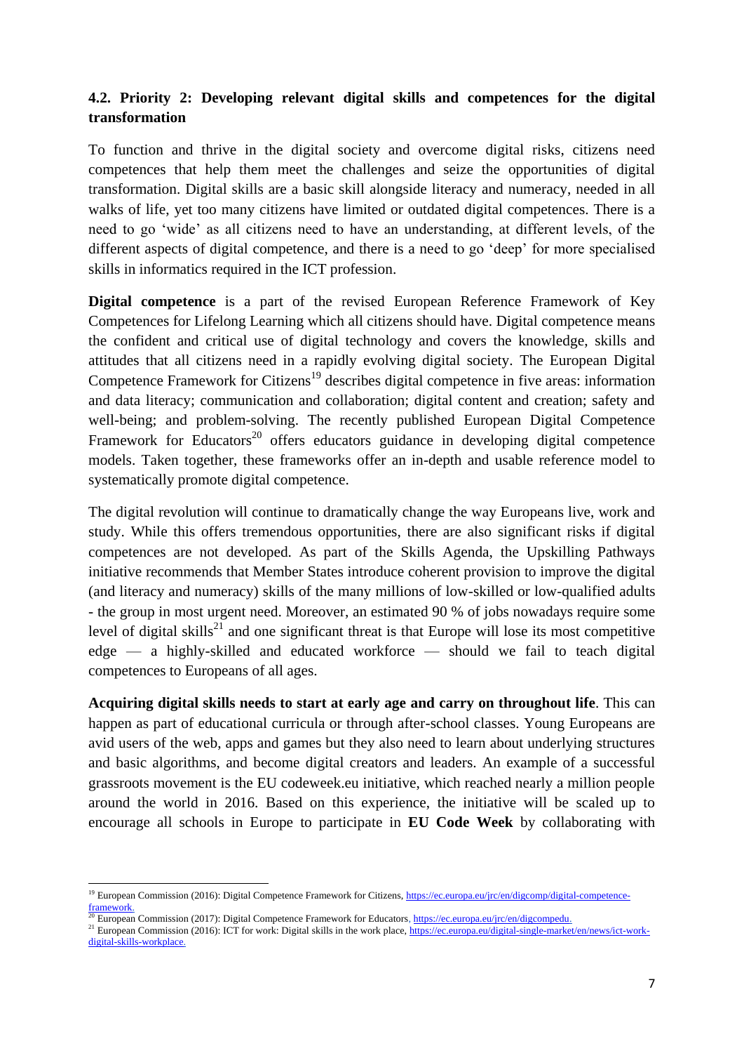### 4.2. Priority 2: Developing relevant digital skills and competences for the digital transformation

To function and thrive in the digital society and overcome digital risks, citizens need competences that help them meet the challenges and seize the opportunities of digital transformation. Digital skills are a basic skill alongside literacy and numeracy, needed in all walks of life, yet too many citizens have limited or outdated digital competences. There is a need to go 'wide' as all citizens need to have an understanding, at different levels, of the different aspects of digital competence, and there is a need to go 'deep' for more specialised skills in informatics required in the ICT profession.

**Digital competence** is a part of the revised European Reference Framework of Key Competences for Lifelong Learning which all citizens should have. Digital competence means the confident and critical use of digital technology and covers the knowledge, skills and attitudes that all citizens need in a rapidly evolving digital society. The European Digital Competence Framework for Citizens[19] describes digital competence in five areas: information and data literacy; communication and collaboration; digital content and creation; safety and well-being; and problem-solving. The recently published European Digital Competence Framework for Educators[20] offers educators guidance in developing digital competence models. Taken together, these frameworks offer an in-depth and usable reference model to systematically promote digital competence.

The digital revolution will continue to dramatically change the way Europeans live, work and study. While this offers tremendous opportunities, there are also significant risks if digital competences are not developed. As part of the Skills Agenda, the Upskilling Pathways initiative recommends that Member States introduce coherent provision to improve the digital (and literacy and numeracy) skills of the many millions of low-skilled or low-qualified adults - the group in most urgent need. Moreover, an estimated 90 % of jobs nowadays require some level of digital skills[21] and one significant threat is that Europe will lose its most competitive edge — a highly-skilled and educated workforce — should we fail to teach digital competences to Europeans of all ages.

**Acquiring digital skills needs to start at early age and carry on throughout life**. This can happen as part of educational curricula or through after-school classes. Young Europeans are avid users of the web, apps and games but they also need to learn about underlying structures and basic algorithms, and become digital creators and leaders. An example of a successful grassroots movement is the EU codeweek.eu initiative, which reached nearly a million people around the world in 2016. Based on this experience, the initiative will be scaled up to encourage all schools in Europe to participate in **EU Code Week** by collaborating with

---

[19] European Commission (2016): Digital Competence Framework for Citizens, https://ec.europa.eu/jrc/en/digcomp/digital-competence-framework.

[20] European Commission (2017): Digital Competence Framework for Educators, https://ec.europa.eu/jrc/en/digcompedu.

[21] European Commission (2016): ICT for work: Digital skills in the work place, https://ec.europa.eu/digital-single-market/en/news/ict-work-digital-skills-workplace.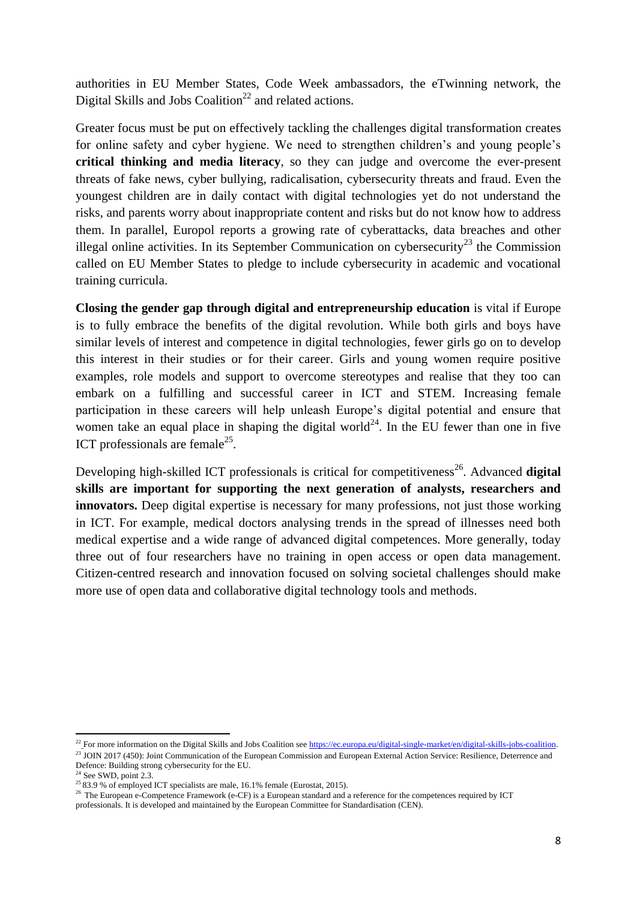authorities in EU Member States, Code Week ambassadors, the eTwinning network, the Digital Skills and Jobs Coalition[22] and related actions.

Greater focus must be put on effectively tackling the challenges digital transformation creates for online safety and cyber hygiene. We need to strengthen children's and young people's **critical thinking and media literacy**, so they can judge and overcome the ever-present threats of fake news, cyber bullying, radicalisation, cybersecurity threats and fraud. Even the youngest children are in daily contact with digital technologies yet do not understand the risks, and parents worry about inappropriate content and risks but do not know how to address them. In parallel, Europol reports a growing rate of cyberattacks, data breaches and other illegal online activities. In its September Communication on cybersecurity[23] the Commission called on EU Member States to pledge to include cybersecurity in academic and vocational training curricula.

**Closing the gender gap through digital and entrepreneurship education** is vital if Europe is to fully embrace the benefits of the digital revolution. While both girls and boys have similar levels of interest and competence in digital technologies, fewer girls go on to develop this interest in their studies or for their career. Girls and young women require positive examples, role models and support to overcome stereotypes and realise that they too can embark on a fulfilling and successful career in ICT and STEM. Increasing female participation in these careers will help unleash Europe's digital potential and ensure that women take an equal place in shaping the digital world[24]. In the EU fewer than one in five ICT professionals are female[25].

Developing high-skilled ICT professionals is critical for competitiveness[26]. Advanced **digital skills are important for supporting the next generation of analysts, researchers and innovators.** Deep digital expertise is necessary for many professions, not just those working in ICT. For example, medical doctors analysing trends in the spread of illnesses need both medical expertise and a wide range of advanced digital competences. More generally, today three out of four researchers have no training in open access or open data management. Citizen-centred research and innovation focused on solving societal challenges should make more use of open data and collaborative digital technology tools and methods.

---

[22] For more information on the Digital Skills and Jobs Coalition see https://ec.europa.eu/digital-single-market/en/digital-skills-jobs-coalition.

[23] JOIN 2017 (450): Joint Communication of the European Commission and European External Action Service: Resilience, Deterrence and Defence: Building strong cybersecurity for the EU.

[24] See SWD, point 2.3.

[25] 83.9 % of employed ICT specialists are male, 16.1% female (Eurostat, 2015).

[26] The European e-Competence Framework (e-CF) is a European standard and a reference for the competences required by ICT professionals. It is developed and maintained by the European Committee for Standardisation (CEN).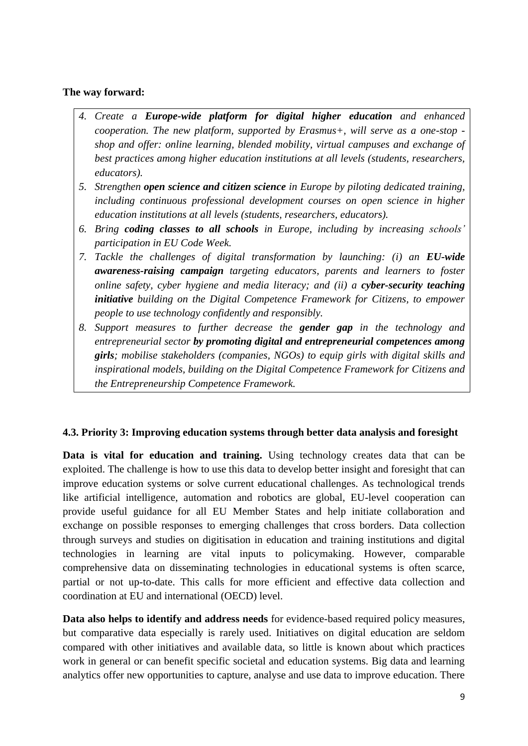**The way forward:**

4. *Create a **Europe-wide platform for digital higher education** and enhanced cooperation. The new platform, supported by Erasmus+, will serve as a one-stop - shop and offer: online learning, blended mobility, virtual campuses and exchange of best practices among higher education institutions at all levels (students, researchers, educators).*
5. *Strengthen **open science and citizen science** in Europe by piloting dedicated training, including continuous professional development courses on open science in higher education institutions at all levels (students, researchers, educators).*
6. *Bring **coding classes to all schools** in Europe, including by increasing schools' participation in EU Code Week.*
7. *Tackle the challenges of digital transformation by launching: (i) an **EU-wide awareness-raising campaign** targeting educators, parents and learners to foster online safety, cyber hygiene and media literacy; and (ii) a **cyber-security teaching initiative** building on the Digital Competence Framework for Citizens, to empower people to use technology confidently and responsibly.*
8. *Support measures to further decrease the **gender gap** in the technology and entrepreneurial sector **by promoting digital and entrepreneurial competences among girls**; mobilise stakeholders (companies, NGOs) to equip girls with digital skills and inspirational models, building on the Digital Competence Framework for Citizens and the Entrepreneurship Competence Framework.*

### 4.3. Priority 3: Improving education systems through better data analysis and foresight

**Data is vital for education and training.** Using technology creates data that can be exploited. The challenge is how to use this data to develop better insight and foresight that can improve education systems or solve current educational challenges. As technological trends like artificial intelligence, automation and robotics are global, EU-level cooperation can provide useful guidance for all EU Member States and help initiate collaboration and exchange on possible responses to emerging challenges that cross borders. Data collection through surveys and studies on digitisation in education and training institutions and digital technologies in learning are vital inputs to policymaking. However, comparable comprehensive data on disseminating technologies in educational systems is often scarce, partial or not up-to-date. This calls for more efficient and effective data collection and coordination at EU and international (OECD) level.

**Data also helps to identify and address needs** for evidence-based required policy measures, but comparative data especially is rarely used. Initiatives on digital education are seldom compared with other initiatives and available data, so little is known about which practices work in general or can benefit specific societal and education systems. Big data and learning analytics offer new opportunities to capture, analyse and use data to improve education. There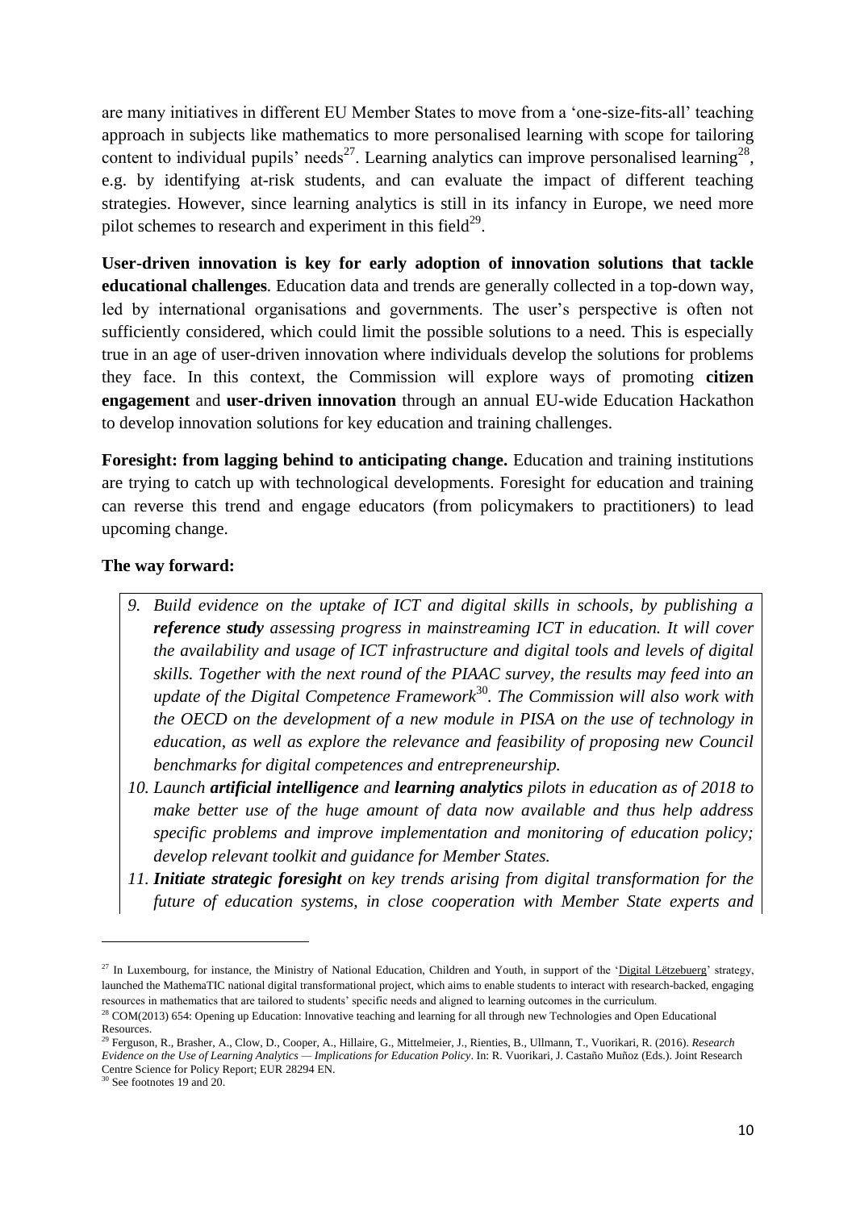are many initiatives in different EU Member States to move from a 'one-size-fits-all' teaching approach in subjects like mathematics to more personalised learning with scope for tailoring content to individual pupils' needs[27]. Learning analytics can improve personalised learning[28], e.g. by identifying at-risk students, and can evaluate the impact of different teaching strategies. However, since learning analytics is still in its infancy in Europe, we need more pilot schemes to research and experiment in this field[29].

**User-driven innovation is key for early adoption of innovation solutions that tackle educational challenges**. Education data and trends are generally collected in a top-down way, led by international organisations and governments. The user's perspective is often not sufficiently considered, which could limit the possible solutions to a need. This is especially true in an age of user-driven innovation where individuals develop the solutions for problems they face. In this context, the Commission will explore ways of promoting **citizen engagement** and **user-driven innovation** through an annual EU-wide Education Hackathon to develop innovation solutions for key education and training challenges.

**Foresight: from lagging behind to anticipating change.** Education and training institutions are trying to catch up with technological developments. Foresight for education and training can reverse this trend and engage educators (from policymakers to practitioners) to lead upcoming change.

**The way forward:**

9. *Build evidence on the uptake of ICT and digital skills in schools, by publishing a **reference study** assessing progress in mainstreaming ICT in education. It will cover the availability and usage of ICT infrastructure and digital tools and levels of digital skills. Together with the next round of the PIAAC survey, the results may feed into an update of the Digital Competence Framework[30]. The Commission will also work with the OECD on the development of a new module in PISA on the use of technology in education, as well as explore the relevance and feasibility of proposing new Council benchmarks for digital competences and entrepreneurship.*
10. *Launch **artificial intelligence** and **learning analytics** pilots in education as of 2018 to make better use of the huge amount of data now available and thus help address specific problems and improve implementation and monitoring of education policy; develop relevant toolkit and guidance for Member States.*
11. ***Initiate strategic foresight** on key trends arising from digital transformation for the future of education systems, in close cooperation with Member State experts and*

---

[27] In Luxembourg, for instance, the Ministry of National Education, Children and Youth, in support of the 'Digital Lëtzebuerg' strategy, launched the MathemaTIC national digital transformational project, which aims to enable students to interact with research-backed, engaging resources in mathematics that are tailored to students' specific needs and aligned to learning outcomes in the curriculum.

[28] COM(2013) 654: Opening up Education: Innovative teaching and learning for all through new Technologies and Open Educational Resources.

[29] Ferguson, R., Brasher, A., Clow, D., Cooper, A., Hillaire, G., Mittelmeier, J., Rienties, B., Ullmann, T., Vuorikari, R. (2016). *Research Evidence on the Use of Learning Analytics — Implications for Education Policy*. In: R. Vuorikari, J. Castaño Muñoz (Eds.). Joint Research Centre Science for Policy Report; EUR 28294 EN.

[30] See footnotes 19 and 20.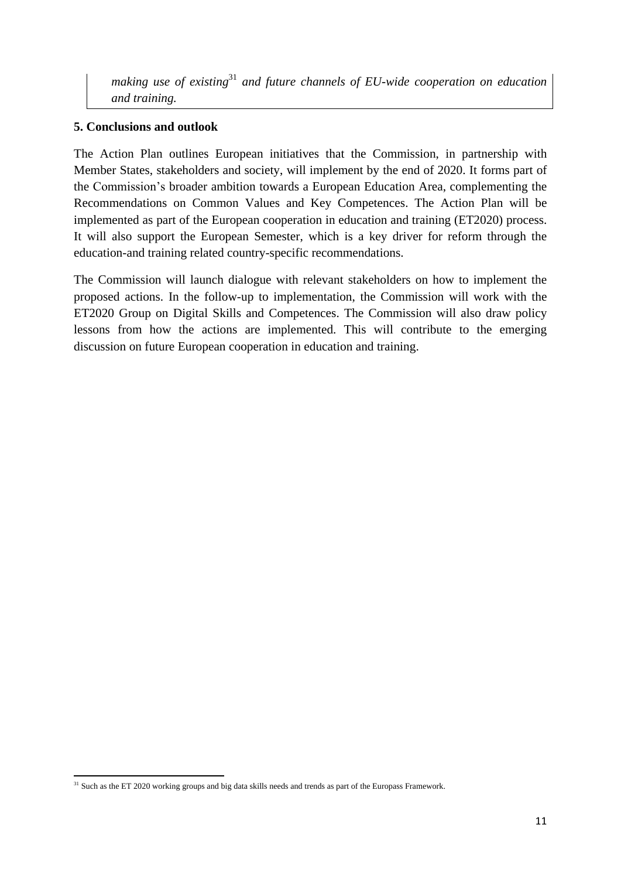*making use of existing*[31] *and future channels of EU-wide cooperation on education and training.*

**5. Conclusions and outlook**

The Action Plan outlines European initiatives that the Commission, in partnership with Member States, stakeholders and society, will implement by the end of 2020. It forms part of the Commission's broader ambition towards a European Education Area, complementing the Recommendations on Common Values and Key Competences. The Action Plan will be implemented as part of the European cooperation in education and training (ET2020) process. It will also support the European Semester, which is a key driver for reform through the education-and training related country-specific recommendations.

The Commission will launch dialogue with relevant stakeholders on how to implement the proposed actions. In the follow-up to implementation, the Commission will work with the ET2020 Group on Digital Skills and Competences. The Commission will also draw policy lessons from how the actions are implemented. This will contribute to the emerging discussion on future European cooperation in education and training.

[31] Such as the ET 2020 working groups and big data skills needs and trends as part of the Europass Framework.